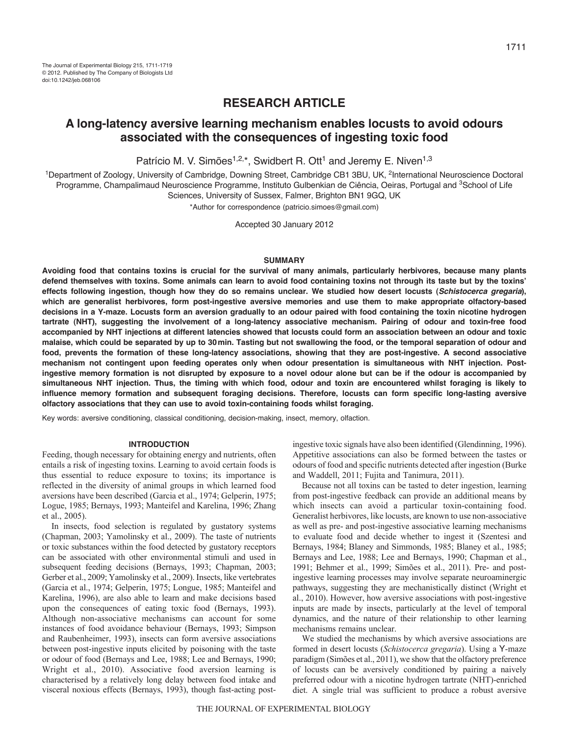The Journal of Experimental Biology 215, 1711-1719
© 2012. Published by The Company of Biologists Ltd
doi:10.1242/jeb.068106

## RESEARCH ARTICLE

# A long-latency aversive learning mechanism enables locusts to avoid odours associated with the consequences of ingesting toxic food

Patrício M. V. Simões[1,2,*], Swidbert R. Ott[1] and Jeremy E. Niven[1,3]

[1]Department of Zoology, University of Cambridge, Downing Street, Cambridge CB1 3BU, UK, [2]International Neuroscience Doctoral Programme, Champalimaud Neuroscience Programme, Instituto Gulbenkian de Ciência, Oeiras, Portugal and [3]School of Life Sciences, University of Sussex, Falmer, Brighton BN1 9GQ, UK

*Author for correspondence (patricio.simoes@gmail.com)

Accepted 30 January 2012

## SUMMARY

**Avoiding food that contains toxins is crucial for the survival of many animals, particularly herbivores, because many plants defend themselves with toxins. Some animals can learn to avoid food containing toxins not through its taste but by the toxins' effects following ingestion, though how they do so remains unclear. We studied how desert locusts (*Schistocerca gregaria*), which are generalist herbivores, form post-ingestive aversive memories and use them to make appropriate olfactory-based decisions in a Y-maze. Locusts form an aversion gradually to an odour paired with food containing the toxin nicotine hydrogen tartrate (NHT), suggesting the involvement of a long-latency associative mechanism. Pairing of odour and toxin-free food accompanied by NHT injections at different latencies showed that locusts could form an association between an odour and toxic malaise, which could be separated by up to 30 min. Tasting but not swallowing the food, or the temporal separation of odour and food, prevents the formation of these long-latency associations, showing that they are post-ingestive. A second associative mechanism not contingent upon feeding operates only when odour presentation is simultaneous with NHT injection. Post-ingestive memory formation is not disrupted by exposure to a novel odour alone but can be if the odour is accompanied by simultaneous NHT injection. Thus, the timing with which food, odour and toxin are encountered whilst foraging is likely to influence memory formation and subsequent foraging decisions. Therefore, locusts can form specific long-lasting aversive olfactory associations that they can use to avoid toxin-containing foods whilst foraging.**

Key words: aversive conditioning, classical conditioning, decision-making, insect, memory, olfaction.

## INTRODUCTION

Feeding, though necessary for obtaining energy and nutrients, often entails a risk of ingesting toxins. Learning to avoid certain foods is thus essential to reduce exposure to toxins; its importance is reflected in the diversity of animal groups in which learned food aversions have been described (Garcia et al., 1974; Gelperin, 1975; Logue, 1985; Bernays, 1993; Manteifel and Karelina, 1996; Zhang et al., 2005).

In insects, food selection is regulated by gustatory systems (Chapman, 2003; Yamolinsky et al., 2009). The taste of nutrients or toxic substances within the food detected by gustatory receptors can be associated with other environmental stimuli and used in subsequent feeding decisions (Bernays, 1993; Chapman, 2003; Gerber et al., 2009; Yamolinsky et al., 2009). Insects, like vertebrates (Garcia et al., 1974; Gelperin, 1975; Longue, 1985; Manteifel and Karelina, 1996), are also able to learn and make decisions based upon the consequences of eating toxic food (Bernays, 1993). Although non-associative mechanisms can account for some instances of food avoidance behaviour (Bernays, 1993; Simpson and Raubenheimer, 1993), insects can form aversive associations between post-ingestive inputs elicited by poisoning with the taste or odour of food (Bernays and Lee, 1988; Lee and Bernays, 1990; Wright et al., 2010). Associative food aversion learning is characterised by a relatively long delay between food intake and visceral noxious effects (Bernays, 1993), though fast-acting post-ingestive toxic signals have also been identified (Glendinning, 1996). Appetitive associations can also be formed between the tastes or odours of food and specific nutrients detected after ingestion (Burke and Waddell, 2011; Fujita and Tanimura, 2011).

Because not all toxins can be tasted to deter ingestion, learning from post-ingestive feedback can provide an additional means by which insects can avoid a particular toxin-containing food. Generalist herbivores, like locusts, are known to use non-associative as well as pre- and post-ingestive associative learning mechanisms to evaluate food and decide whether to ingest it (Szentesi and Bernays, 1984; Blaney and Simmonds, 1985; Blaney et al., 1985; Bernays and Lee, 1988; Lee and Bernays, 1990; Chapman et al., 1991; Behmer et al., 1999; Simões et al., 2011). Pre- and post-ingestive learning processes may involve separate neuroaminergic pathways, suggesting they are mechanistically distinct (Wright et al., 2010). However, how aversive associations with post-ingestive inputs are made by insects, particularly at the level of temporal dynamics, and the nature of their relationship to other learning mechanisms remains unclear.

We studied the mechanisms by which aversive associations are formed in desert locusts (*Schistocerca gregaria*). Using a Y-maze paradigm (Simões et al., 2011), we show that the olfactory preference of locusts can be aversively conditioned by pairing a naively preferred odour with a nicotine hydrogen tartrate (NHT)-enriched diet. A single trial was sufficient to produce a robust aversive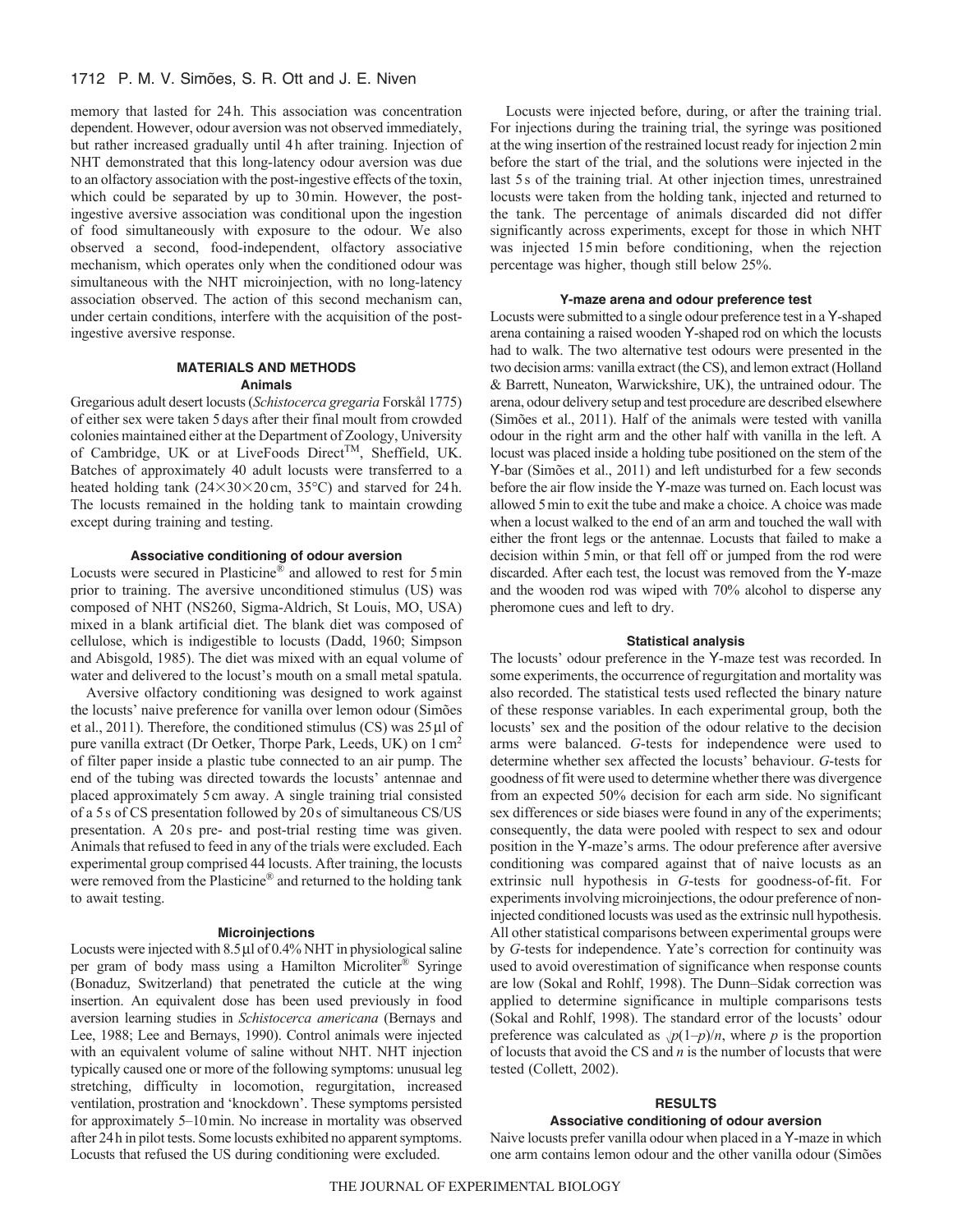memory that lasted for 24 h. This association was concentration dependent. However, odour aversion was not observed immediately, but rather increased gradually until 4 h after training. Injection of NHT demonstrated that this long-latency odour aversion was due to an olfactory association with the post-ingestive effects of the toxin, which could be separated by up to 30 min. However, the post-ingestive aversive association was conditional upon the ingestion of food simultaneously with exposure to the odour. We also observed a second, food-independent, olfactory associative mechanism, which operates only when the conditioned odour was simultaneous with the NHT microinjection, with no long-latency association observed. The action of this second mechanism can, under certain conditions, interfere with the acquisition of the post-ingestive aversive response.

## MATERIALS AND METHODS

### Animals

Gregarious adult desert locusts (*Schistocerca gregaria* Forskål 1775) of either sex were taken 5 days after their final moult from crowded colonies maintained either at the Department of Zoology, University of Cambridge, UK or at LiveFoods Direct™, Sheffield, UK. Batches of approximately 40 adult locusts were transferred to a heated holding tank (24×30×20 cm, 35°C) and starved for 24 h. The locusts remained in the holding tank to maintain crowding except during training and testing.

### Associative conditioning of odour aversion

Locusts were secured in Plasticine® and allowed to rest for 5 min prior to training. The aversive unconditioned stimulus (US) was composed of NHT (NS260, Sigma-Aldrich, St Louis, MO, USA) mixed in a blank artificial diet. The blank diet was composed of cellulose, which is indigestible to locusts (Dadd, 1960; Simpson and Abisgold, 1985). The diet was mixed with an equal volume of water and delivered to the locust's mouth on a small metal spatula.

Aversive olfactory conditioning was designed to work against the locusts' naive preference for vanilla over lemon odour (Simões et al., 2011). Therefore, the conditioned stimulus (CS) was 25 µl of pure vanilla extract (Dr Oetker, Thorpe Park, Leeds, UK) on 1 $cm^2$ of filter paper inside a plastic tube connected to an air pump. The end of the tubing was directed towards the locusts' antennae and placed approximately 5 cm away. A single training trial consisted of a 5 s of CS presentation followed by 20 s of simultaneous CS/US presentation. A 20 s pre- and post-trial resting time was given. Animals that refused to feed in any of the trials were excluded. Each experimental group comprised 44 locusts. After training, the locusts were removed from the Plasticine® and returned to the holding tank to await testing.

### Microinjections

Locusts were injected with 8.5 µl of 0.4% NHT in physiological saline per gram of body mass using a Hamilton Microliter® Syringe (Bonaduz, Switzerland) that penetrated the cuticle at the wing insertion. An equivalent dose has been used previously in food aversion learning studies in *Schistocerca americana* (Bernays and Lee, 1988; Lee and Bernays, 1990). Control animals were injected with an equivalent volume of saline without NHT. NHT injection typically caused one or more of the following symptoms: unusual leg stretching, difficulty in locomotion, regurgitation, increased ventilation, prostration and 'knockdown'. These symptoms persisted for approximately 5–10 min. No increase in mortality was observed after 24 h in pilot tests. Some locusts exhibited no apparent symptoms. Locusts that refused the US during conditioning were excluded.

Locusts were injected before, during, or after the training trial. For injections during the training trial, the syringe was positioned at the wing insertion of the restrained locust ready for injection 2 min before the start of the trial, and the solutions were injected in the last 5 s of the training trial. At other injection times, unrestrained locusts were taken from the holding tank, injected and returned to the tank. The percentage of animals discarded did not differ significantly across experiments, except for those in which NHT was injected 15 min before conditioning, when the rejection percentage was higher, though still below 25%.

### Y-maze arena and odour preference test

Locusts were submitted to a single odour preference test in a Y-shaped arena containing a raised wooden Y-shaped rod on which the locusts had to walk. The two alternative test odours were presented in the two decision arms: vanilla extract (the CS), and lemon extract (Holland & Barrett, Nuneaton, Warwickshire, UK), the untrained odour. The arena, odour delivery setup and test procedure are described elsewhere (Simões et al., 2011). Half of the animals were tested with vanilla odour in the right arm and the other half with vanilla in the left. A locust was placed inside a holding tube positioned on the stem of the Y-bar (Simões et al., 2011) and left undisturbed for a few seconds before the air flow inside the Y-maze was turned on. Each locust was allowed 5 min to exit the tube and make a choice. A choice was made when a locust walked to the end of an arm and touched the wall with either the front legs or the antennae. Locusts that failed to make a decision within 5 min, or that fell off or jumped from the rod were discarded. After each test, the locust was removed from the Y-maze and the wooden rod was wiped with 70% alcohol to disperse any pheromone cues and left to dry.

### Statistical analysis

The locusts' odour preference in the Y-maze test was recorded. In some experiments, the occurrence of regurgitation and mortality was also recorded. The statistical tests used reflected the binary nature of these response variables. In each experimental group, both the locusts' sex and the position of the odour relative to the decision arms were balanced. *G*-tests for independence were used to determine whether sex affected the locusts' behaviour. *G*-tests for goodness of fit were used to determine whether there was divergence from an expected 50% decision for each arm side. No significant sex differences or side biases were found in any of the experiments; consequently, the data were pooled with respect to sex and odour position in the Y-maze's arms. The odour preference after aversive conditioning was compared against that of naive locusts as an extrinsic null hypothesis in *G*-tests for goodness-of-fit. For experiments involving microinjections, the odour preference of non-injected conditioned locusts was used as the extrinsic null hypothesis. All other statistical comparisons between experimental groups were by *G*-tests for independence. Yate's correction for continuity was used to avoid overestimation of significance when response counts are low (Sokal and Rohlf, 1998). The Dunn–Sidak correction was applied to determine significance in multiple comparisons tests (Sokal and Rohlf, 1998). The standard error of the locusts' odour preference was calculated as $\sqrt{p(1-p)/n}$, where $p$ is the proportion of locusts that avoid the CS and $n$ is the number of locusts that were tested (Collett, 2002).

## RESULTS

### Associative conditioning of odour aversion

Naive locusts prefer vanilla odour when placed in a Y-maze in which one arm contains lemon odour and the other vanilla odour (Simões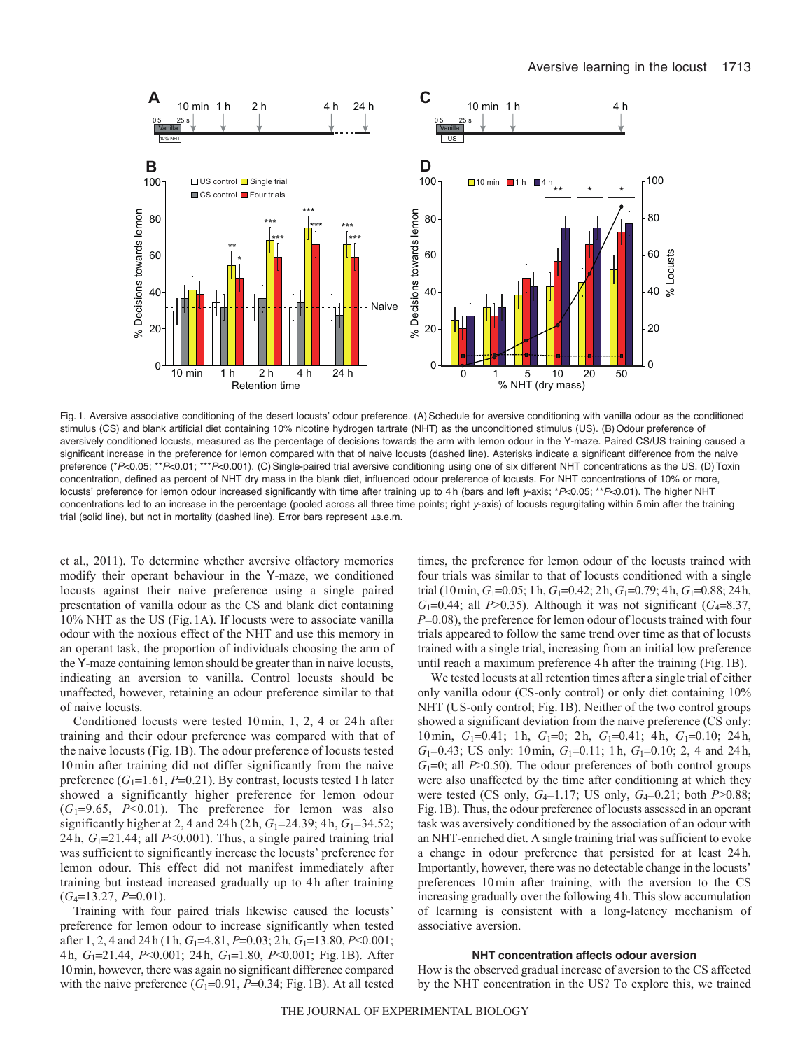Fig. 1. Aversive associative conditioning of the desert locusts' odour preference. (A) Schedule for aversive conditioning with vanilla odour as the conditioned stimulus (CS) and blank artificial diet containing 10% nicotine hydrogen tartrate (NHT) as the unconditioned stimulus (US). (B) Odour preference of aversively conditioned locusts, measured as the percentage of decisions towards the arm with lemon odour in the Y-maze. Paired CS/US training caused a significant increase in the preference for lemon compared with that of naive locusts (dashed line). Asterisks indicate a significant difference from the naive preference (* $P$<0.05; ** $P$<0.01; *** $P$<0.001). (C) Single-paired trial aversive conditioning using one of six different NHT concentrations as the US. (D) Toxin concentration, defined as percent of NHT dry mass in the blank diet, influenced odour preference of locusts. For NHT concentrations of 10% or more, locusts' preference for lemon odour increased significantly with time after training up to 4 h (bars and left $y$-axis; * $P$<0.05; ** $P$<0.01). The higher NHT concentrations led to an increase in the percentage (pooled across all three time points; right $y$-axis) of locusts regurgitating within 5 min after the training trial (solid line), but not in mortality (dashed line). Error bars represent ±s.e.m.

et al., 2011). To determine whether aversive olfactory memories modify their operant behaviour in the Y-maze, we conditioned locusts against their naive preference using a single paired presentation of vanilla odour as the CS and blank diet containing 10% NHT as the US (Fig. 1A). If locusts were to associate vanilla odour with the noxious effect of the NHT and use this memory in an operant task, the proportion of individuals choosing the arm of the Y-maze containing lemon should be greater than in naive locusts, indicating an aversion to vanilla. Control locusts should be unaffected, however, retaining an odour preference similar to that of naive locusts.

Conditioned locusts were tested 10 min, 1, 2, 4 or 24 h after training and their odour preference was compared with that of the naive locusts (Fig. 1B). The odour preference of locusts tested 10 min after training did not differ significantly from the naive preference ($G_1$=1.61, $P$=0.21). By contrast, locusts tested 1 h later showed a significantly higher preference for lemon odour ($G_1$=9.65, $P$<0.01). The preference for lemon was also significantly higher at 2, 4 and 24 h (2 h, $G_1$=24.39; 4 h, $G_1$=34.52; 24 h, $G_1$=21.44; all $P$<0.001). Thus, a single paired training trial was sufficient to significantly increase the locusts' preference for lemon odour. This effect did not manifest immediately after training but instead increased gradually up to 4 h after training ($G_4$=13.27, $P$=0.01).

Training with four paired trials likewise caused the locusts' preference for lemon odour to increase significantly when tested after 1, 2, 4 and 24 h (1 h, $G_1$=4.81, $P$=0.03; 2 h, $G_1$=13.80, $P$<0.001; 4 h, $G_1$=21.44, $P$<0.001; 24 h, $G_1$=1.80, $P$<0.001; Fig. 1B). After 10 min, however, there was again no significant difference compared with the naive preference ($G_1$=0.91, $P$=0.34; Fig. 1B). At all tested times, the preference for lemon odour of the locusts trained with four trials was similar to that of locusts conditioned with a single trial (10 min, $G_1$=0.05; 1 h, $G_1$=0.42; 2 h, $G_1$=0.79; 4 h, $G_1$=0.88; 24 h, $G_1$=0.44; all $P$>0.35). Although it was not significant ($G_4$=8.37, $P$=0.08), the preference for lemon odour of locusts trained with four trials appeared to follow the same trend over time as that of locusts trained with a single trial, increasing from an initial low preference until reach a maximum preference 4 h after the training (Fig. 1B).

We tested locusts at all retention times after a single trial of either only vanilla odour (CS-only control) or only diet containing 10% NHT (US-only control; Fig. 1B). Neither of the two control groups showed a significant deviation from the naive preference (CS only: 10 min, $G_1$=0.41; 1 h, $G_1$=0; 2 h, $G_1$=0.41; 4 h, $G_1$=0.10; 24 h, $G_1$=0.43; US only: 10 min, $G_1$=0.11; 1 h, $G_1$=0.10; 2, 4 and 24 h, $G_1$=0; all $P$>0.50). The odour preferences of both control groups were also unaffected by the time after conditioning at which they were tested (CS only, $G_4$=1.17; US only, $G_4$=0.21; both $P$>0.88; Fig. 1B). Thus, the odour preference of locusts assessed in an operant task was aversively conditioned by the association of an odour with an NHT-enriched diet. A single training trial was sufficient to evoke a change in odour preference that persisted for at least 24 h. Importantly, however, there was no detectable change in the locusts' preferences 10 min after training, with the aversion to the CS increasing gradually over the following 4 h. This slow accumulation of learning is consistent with a long-latency mechanism of associative aversion.

### NHT concentration affects odour aversion

How is the observed gradual increase of aversion to the CS affected by the NHT concentration in the US? To explore this, we trained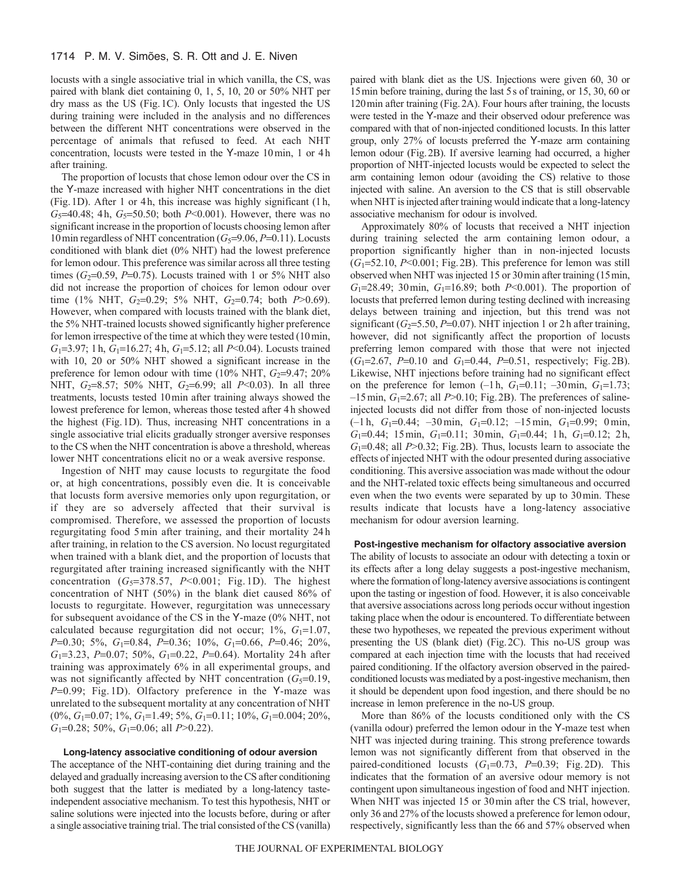locusts with a single associative trial in which vanilla, the CS, was paired with blank diet containing 0, 1, 5, 10, 20 or 50% NHT per dry mass as the US (Fig. 1C). Only locusts that ingested the US during training were included in the analysis and no differences between the different NHT concentrations were observed in the percentage of animals that refused to feed. At each NHT concentration, locusts were tested in the Y-maze 10 min, 1 or 4 h after training.

The proportion of locusts that chose lemon odour over the CS in the Y-maze increased with higher NHT concentrations in the diet (Fig. 1D). After 1 or 4 h, this increase was highly significant (1 h, $G_5$=40.48; 4 h, $G_5$=50.50; both $P$<0.001). However, there was no significant increase in the proportion of locusts choosing lemon after 10 min regardless of NHT concentration ($G_5$=9.06, $P$=0.11). Locusts conditioned with blank diet (0% NHT) had the lowest preference for lemon odour. This preference was similar across all three testing times ($G_2$=0.59, $P$=0.75). Locusts trained with 1 or 5% NHT also did not increase the proportion of choices for lemon odour over time (1% NHT, $G_2$=0.29; 5% NHT, $G_2$=0.74; both $P$>0.69). However, when compared with locusts trained with the blank diet, the 5% NHT-trained locusts showed significantly higher preference for lemon irrespective of the time at which they were tested (10 min, $G_1$=3.97; 1 h, $G_1$=16.27; 4 h, $G_1$=5.12; all $P$<0.04). Locusts trained with 10, 20 or 50% NHT showed a significant increase in the preference for lemon odour with time (10% NHT, $G_2$=9.47; 20% NHT, $G_2$=8.57; 50% NHT, $G_2$=6.99; all $P$<0.03). In all three treatments, locusts tested 10 min after training always showed the lowest preference for lemon, whereas those tested after 4 h showed the highest (Fig. 1D). Thus, increasing NHT concentrations in a single associative trial elicits gradually stronger aversive responses to the CS when the NHT concentration is above a threshold, whereas lower NHT concentrations elicit no or a weak aversive response.

Ingestion of NHT may cause locusts to regurgitate the food or, at high concentrations, possibly even die. It is conceivable that locusts form aversive memories only upon regurgitation, or if they are so adversely affected that their survival is compromised. Therefore, we assessed the proportion of locusts regurgitating food 5 min after training, and their mortality 24 h after training, in relation to the CS aversion. No locust regurgitated when trained with a blank diet, and the proportion of locusts that regurgitated after training increased significantly with the NHT concentration ($G_5$=378.57, $P$<0.001; Fig. 1D). The highest concentration of NHT (50%) in the blank diet caused 86% of locusts to regurgitate. However, regurgitation was unnecessary for subsequent avoidance of the CS in the Y-maze (0% NHT, not calculated because regurgitation did not occur; 1%, $G_1$=1.07, $P$=0.30; 5%, $G_1$=0.84, $P$=0.36; 10%, $G_1$=0.66, $P$=0.46; 20%, $G_1$=3.23, $P$=0.07; 50%, $G_1$=0.22, $P$=0.64). Mortality 24 h after training was approximately 6% in all experimental groups, and was not significantly affected by NHT concentration ($G_5$=0.19, $P$=0.99; Fig. 1D). Olfactory preference in the Y-maze was unrelated to the subsequent mortality at any concentration of NHT (0%, $G_1$=0.07; 1%, $G_1$=1.49; 5%, $G_1$=0.11; 10%, $G_1$=0.004; 20%, $G_1$=0.28; 50%, $G_1$=0.06; all $P$>0.22).

### Long-latency associative conditioning of odour aversion

The acceptance of the NHT-containing diet during training and the delayed and gradually increasing aversion to the CS after conditioning both suggest that the latter is mediated by a long-latency taste-independent associative mechanism. To test this hypothesis, NHT or saline solutions were injected into the locusts before, during or after a single associative training trial. The trial consisted of the CS (vanilla) paired with blank diet as the US. Injections were given 60, 30 or 15 min before training, during the last 5 s of training, or 15, 30, 60 or 120 min after training (Fig. 2A). Four hours after training, the locusts were tested in the Y-maze and their observed odour preference was compared with that of non-injected conditioned locusts. In this latter group, only 27% of locusts preferred the Y-maze arm containing lemon odour (Fig. 2B). If aversive learning had occurred, a higher proportion of NHT-injected locusts would be expected to select the arm containing lemon odour (avoiding the CS) relative to those injected with saline. An aversion to the CS that is still observable when NHT is injected after training would indicate that a long-latency associative mechanism for odour is involved.

Approximately 80% of locusts that received a NHT injection during training selected the arm containing lemon odour, a proportion significantly higher than in non-injected locusts ($G_1$=52.10, $P$<0.001; Fig. 2B). This preference for lemon was still observed when NHT was injected 15 or 30 min after training (15 min, $G_1$=28.49; 30 min, $G_1$=16.89; both $P$<0.001). The proportion of locusts that preferred lemon during testing declined with increasing delays between training and injection, but this trend was not significant ($G_2$=5.50, $P$=0.07). NHT injection 1 or 2 h after training, however, did not significantly affect the proportion of locusts preferring lemon compared with those that were not injected ($G_1$=2.67, $P$=0.10 and $G_1$=0.44, $P$=0.51, respectively; Fig. 2B). Likewise, NHT injections before training had no significant effect on the preference for lemon (–1 h, $G_1$=0.11; –30 min, $G_1$=1.73; –15 min, $G_1$=2.67; all $P$>0.10; Fig. 2B). The preferences of saline-injected locusts did not differ from those of non-injected locusts (–1 h, $G_1$=0.44; –30 min, $G_1$=0.12; –15 min, $G_1$=0.99; 0 min, $G_1$=0.44; 15 min, $G_1$=0.11; 30 min, $G_1$=0.44; 1 h, $G_1$=0.12; 2 h, $G_1$=0.48; all $P$>0.32; Fig. 2B). Thus, locusts learn to associate the effects of injected NHT with the odour presented during associative conditioning. This aversive association was made without the odour and the NHT-related toxic effects being simultaneous and occurred even when the two events were separated by up to 30 min. These results indicate that locusts have a long-latency associative mechanism for odour aversion learning.

### Post-ingestive mechanism for olfactory associative aversion

The ability of locusts to associate an odour with detecting a toxin or its effects after a long delay suggests a post-ingestive mechanism, where the formation of long-latency aversive associations is contingent upon the tasting or ingestion of food. However, it is also conceivable that aversive associations across long periods occur without ingestion taking place when the odour is encountered. To differentiate between these two hypotheses, we repeated the previous experiment without presenting the US (blank diet) (Fig. 2C). This no-US group was compared at each injection time with the locusts that had received paired conditioning. If the olfactory aversion observed in the paired-conditioned locusts was mediated by a post-ingestive mechanism, then it should be dependent upon food ingestion, and there should be no increase in lemon preference in the no-US group.

More than 86% of the locusts conditioned only with the CS (vanilla odour) preferred the lemon odour in the Y-maze test when NHT was injected during training. This strong preference towards lemon was not significantly different from that observed in the paired-conditioned locusts ($G_1$=0.73, $P$=0.39; Fig. 2D). This indicates that the formation of an aversive odour memory is not contingent upon simultaneous ingestion of food and NHT injection. When NHT was injected 15 or 30 min after the CS trial, however, only 36 and 27% of the locusts showed a preference for lemon odour, respectively, significantly less than the 66 and 57% observed when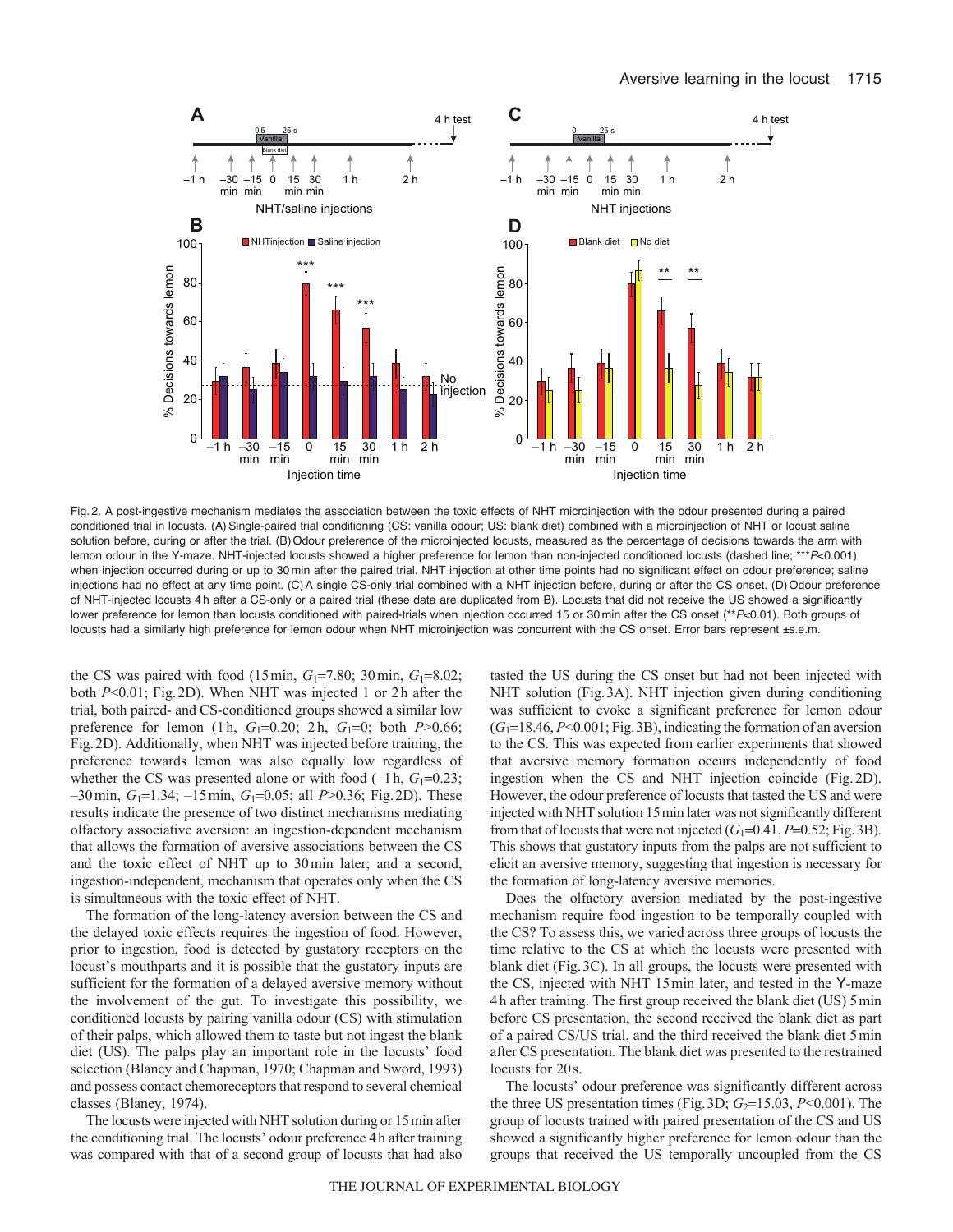Fig. 2. A post-ingestive mechanism mediates the association between the toxic effects of NHT microinjection with the odour presented during a paired conditioned trial in locusts. (A) Single-paired trial conditioning (CS: vanilla odour; US: blank diet) combined with a microinjection of NHT or locust saline solution before, during or after the trial. (B) Odour preference of the microinjected locusts, measured as the percentage of decisions towards the arm with lemon odour in the Y-maze. NHT-injected locusts showed a higher preference for lemon than non-injected conditioned locusts (dashed line; ***$P$<0.001) when injection occurred during or up to 30 min after the paired trial. NHT injection at other time points had no significant effect on odour preference; saline injections had no effect at any time point. (C) A single CS-only trial combined with a NHT injection before, during or after the CS onset. (D) Odour preference of NHT-injected locusts 4 h after a CS-only or a paired trial (these data are duplicated from B). Locusts that did not receive the US showed a significantly lower preference for lemon than locusts conditioned with paired-trials when injection occurred 15 or 30 min after the CS onset (**$P$<0.01). Both groups of locusts had a similarly high preference for lemon odour when NHT microinjection was concurrent with the CS onset. Error bars represent ±s.e.m.

the CS was paired with food (15 min, $G_1$=7.80; 30 min, $G_1$=8.02; both $P$<0.01; Fig. 2D). When NHT was injected 1 or 2 h after the trial, both paired- and CS-conditioned groups showed a similar low preference for lemon (1 h, $G_1$=0.20; 2 h, $G_1$=0; both $P$>0.66; Fig. 2D). Additionally, when NHT was injected before training, the preference towards lemon was also equally low regardless of whether the CS was presented alone or with food (–1 h, $G_1$=0.23; –30 min, $G_1$=1.34; –15 min, $G_1$=0.05; all $P$>0.36; Fig. 2D). These results indicate the presence of two distinct mechanisms mediating olfactory associative aversion: an ingestion-dependent mechanism that allows the formation of aversive associations between the CS and the toxic effect of NHT up to 30 min later; and a second, ingestion-independent, mechanism that operates only when the CS is simultaneous with the toxic effect of NHT.

The formation of the long-latency aversion between the CS and the delayed toxic effects requires the ingestion of food. However, prior to ingestion, food is detected by gustatory receptors on the locust's mouthparts and it is possible that the gustatory inputs are sufficient for the formation of a delayed aversive memory without the involvement of the gut. To investigate this possibility, we conditioned locusts by pairing vanilla odour (CS) with stimulation of their palps, which allowed them to taste but not ingest the blank diet (US). The palps play an important role in the locusts' food selection (Blaney and Chapman, 1970; Chapman and Sword, 1993) and possess contact chemoreceptors that respond to several chemical classes (Blaney, 1974).

The locusts were injected with NHT solution during or 15 min after the conditioning trial. The locusts' odour preference 4 h after training was compared with that of a second group of locusts that had also tasted the US during the CS onset but had not been injected with NHT solution (Fig. 3A). NHT injection given during conditioning was sufficient to evoke a significant preference for lemon odour ($G_1$=18.46, $P$<0.001; Fig. 3B), indicating the formation of an aversion to the CS. This was expected from earlier experiments that showed that aversive memory formation occurs independently of food ingestion when the CS and NHT injection coincide (Fig. 2D). However, the odour preference of locusts that tasted the US and were injected with NHT solution 15 min later was not significantly different from that of locusts that were not injected ($G_1$=0.41, $P$=0.52; Fig. 3B). This shows that gustatory inputs from the palps are not sufficient to elicit an aversive memory, suggesting that ingestion is necessary for the formation of long-latency aversive memories.

Does the olfactory aversion mediated by the post-ingestive mechanism require food ingestion to be temporally coupled with the CS? To assess this, we varied across three groups of locusts the time relative to the CS at which the locusts were presented with blank diet (Fig. 3C). In all groups, the locusts were presented with the CS, injected with NHT 15 min later, and tested in the Y-maze 4 h after training. The first group received the blank diet (US) 5 min before CS presentation, the second received the blank diet as part of a paired CS/US trial, and the third received the blank diet 5 min after CS presentation. The blank diet was presented to the restrained locusts for 20 s.

The locusts' odour preference was significantly different across the three US presentation times (Fig. 3D; $G_2$=15.03, $P$<0.001). The group of locusts trained with paired presentation of the CS and US showed a significantly higher preference for lemon odour than the groups that received the US temporally uncoupled from the CS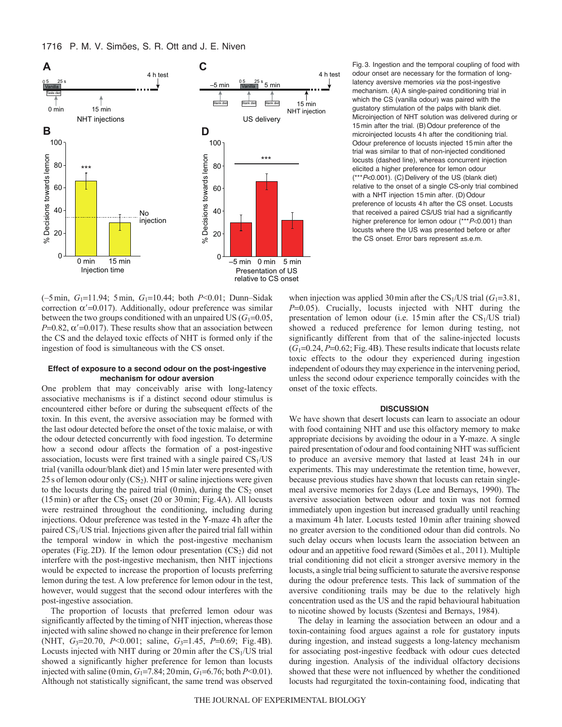Fig. 3. Ingestion and the temporal coupling of food with odour onset are necessary for the formation of long-latency aversive memories *via* the post-ingestive mechanism. (A) A single-paired conditioning trial in which the CS (vanilla odour) was paired with the gustatory stimulation of the palps with blank diet. Microinjection of NHT solution was delivered during or 15 min after the trial. (B) Odour preference of the microinjected locusts 4 h after the conditioning trial. Odour preference of locusts injected 15 min after the trial was similar to that of non-injected conditioned locusts (dashed line), whereas concurrent injection elicited a higher preference for lemon odour (***$P<0.001$). (C) Delivery of the US (blank diet) relative to the onset of a single CS-only trial combined with a NHT injection 15 min after. (D) Odour preference of locusts 4 h after the CS onset. Locusts that received a paired CS/US trial had a significantly higher preference for lemon odour (***$P<0.001$) than locusts where the US was presented before or after the CS onset. Error bars represent ±s.e.m.

(–5 min, $G_1$=11.94; 5 min, $G_1$=10.44; both $P<0.01$; Dunn–Sidak correction $\alpha'$=0.017). Additionally, odour preference was similar between the two groups conditioned with an unpaired US ($G_1$=0.05, $P$=0.82, $\alpha'$=0.017). These results show that an association between the CS and the delayed toxic effects of NHT is formed only if the ingestion of food is simultaneous with the CS onset.

### Effect of exposure to a second odour on the post-ingestive mechanism for odour aversion

One problem that may conceivably arise with long-latency associative mechanisms is if a distinct second odour stimulus is encountered either before or during the subsequent effects of the toxin. In this event, the aversive association may be formed with the last odour detected before the onset of the toxic malaise, or with the odour detected concurrently with food ingestion. To determine how a second odour affects the formation of a post-ingestive association, locusts were first trained with a single paired $CS_1$/US trial (vanilla odour/blank diet) and 15 min later were presented with 25 s of lemon odour only ($CS_2$). NHT or saline injections were given to the locusts during the paired trial (0 min), during the $CS_2$ onset (15 min) or after the $CS_2$ onset (20 or 30 min; Fig. 4A). All locusts were restrained throughout the conditioning, including during injections. Odour preference was tested in the Y-maze 4 h after the paired $CS_1$/US trial. Injections given after the paired trial fall within the temporal window in which the post-ingestive mechanism operates (Fig. 2D). If the lemon odour presentation ($CS_2$) did not interfere with the post-ingestive mechanism, then NHT injections would be expected to increase the proportion of locusts preferring lemon during the test. A low preference for lemon odour in the test, however, would suggest that the second odour interferes with the post-ingestive association.

The proportion of locusts that preferred lemon odour was significantly affected by the timing of NHT injection, whereas those injected with saline showed no change in their preference for lemon (NHT, $G_3$=20.70, $P<0.001$; saline, $G_3$=1.45, $P$=0.69; Fig. 4B). Locusts injected with NHT during or 20 min after the $CS_1$/US trial showed a significantly higher preference for lemon than locusts injected with saline (0 min, $G_1$=7.84; 20 min, $G_1$=6.76; both $P<0.01$). Although not statistically significant, the same trend was observed when injection was applied 30 min after the $CS_1$/US trial ($G_1$=3.81, $P$=0.05). Crucially, locusts injected with NHT during the presentation of lemon odour (i.e. 15 min after the $CS_1$/US trial) showed a reduced preference for lemon during testing, not significantly different from that of the saline-injected locusts ($G_1$=0.24, $P$=0.62; Fig. 4B). These results indicate that locusts relate toxic effects to the odour they experienced during ingestion independent of odours they may experience in the intervening period, unless the second odour experience temporally coincides with the onset of the toxic effects.

## DISCUSSION

We have shown that desert locusts can learn to associate an odour with food containing NHT and use this olfactory memory to make appropriate decisions by avoiding the odour in a Y-maze. A single paired presentation of odour and food containing NHT was sufficient to produce an aversive memory that lasted at least 24 h in our experiments. This may underestimate the retention time, however, because previous studies have shown that locusts can retain single-meal aversive memories for 2 days (Lee and Bernays, 1990). The aversive association between odour and toxin was not formed immediately upon ingestion but increased gradually until reaching a maximum 4 h later. Locusts tested 10 min after training showed no greater aversion to the conditioned odour than did controls. No such delay occurs when locusts learn the association between an odour and an appetitive food reward (Simões et al., 2011). Multiple trial conditioning did not elicit a stronger aversive memory in the locusts, a single trial being sufficient to saturate the aversive response during the odour preference tests. This lack of summation of the aversive conditioning trails may be due to the relatively high concentration used as the US and the rapid behavioural habituation to nicotine showed by locusts (Szentesi and Bernays, 1984).

The delay in learning the association between an odour and a toxin-containing food argues against a role for gustatory inputs during ingestion, and instead suggests a long-latency mechanism for associating post-ingestive feedback with odour cues detected during ingestion. Analysis of the individual olfactory decisions showed that these were not influenced by whether the conditioned locusts had regurgitated the toxin-containing food, indicating that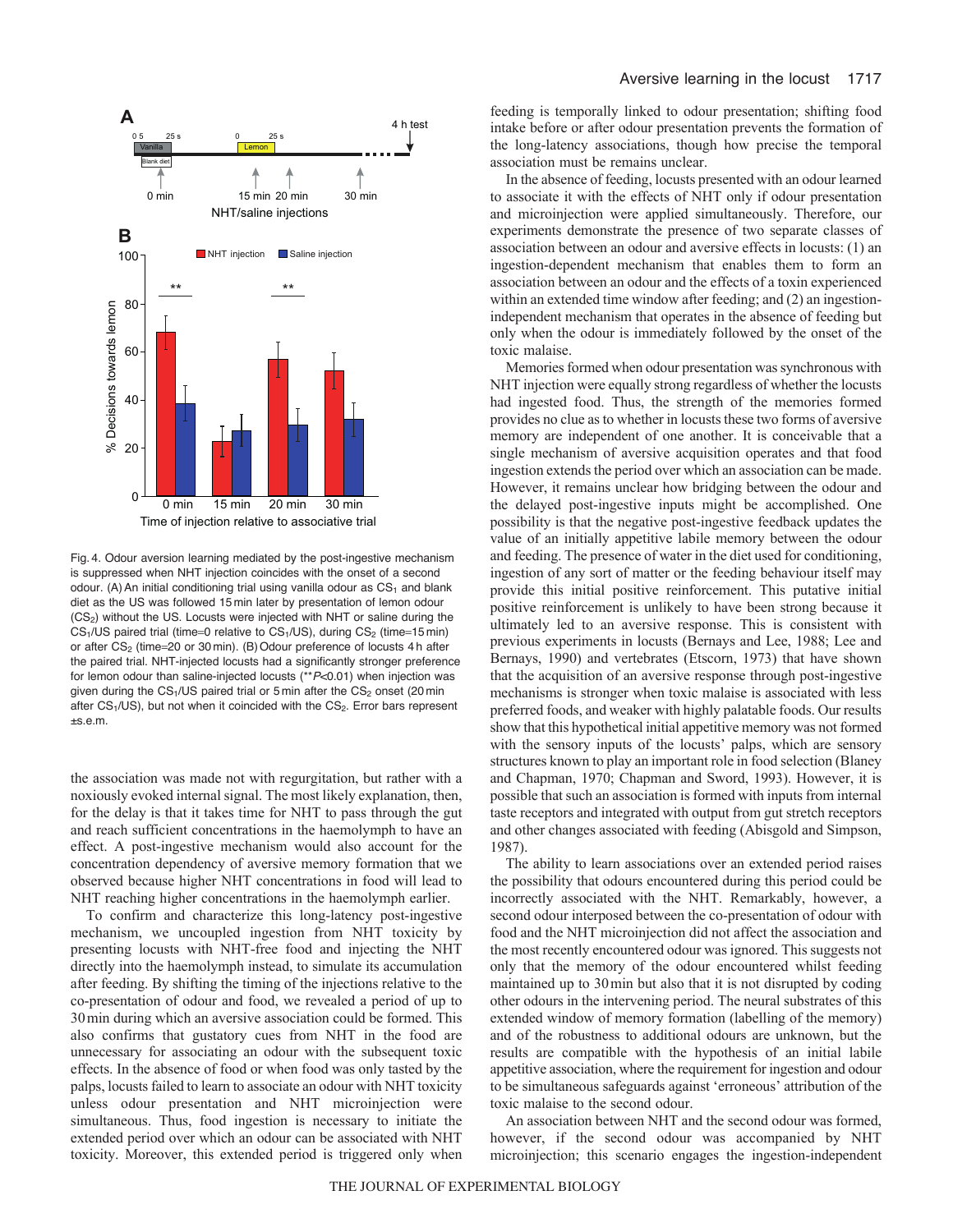A

0 5 25 s

Vanilla

Blank diet

0 25 s

Lemon

4 h test

0 min

15 min 20 min

30 min

NHT/saline injections

B

NHT injection

Saline injection

100

80

60

40

20

0

% Decisions towards lemon

**

**

0 min 15 min 20 min 30 min

Time of injection relative to associative trial

Fig. 4. Odour aversion learning mediated by the post-ingestive mechanism is suppressed when NHT injection coincides with the onset of a second odour. (A) An initial conditioning trial using vanilla odour as $CS_1$ and blank diet as the US was followed 15 min later by presentation of lemon odour ($CS_2$) without the US. Locusts were injected with NHT or saline during the $CS_1$/US paired trial (time=0 relative to $CS_1$/US), during $CS_2$ (time=15 min) or after $CS_2$ (time=20 or 30 min). (B) Odour preference of locusts 4 h after the paired trial. NHT-injected locusts had a significantly stronger preference for lemon odour than saline-injected locusts (**$P$<0.01) when injection was given during the $CS_1$/US paired trial or 5 min after the $CS_2$ onset (20 min after $CS_1$/US), but not when it coincided with the $CS_2$. Error bars represent ±s.e.m.

the association was made not with regurgitation, but rather with a noxiously evoked internal signal. The most likely explanation, then, for the delay is that it takes time for NHT to pass through the gut and reach sufficient concentrations in the haemolymph to have an effect. A post-ingestive mechanism would also account for the concentration dependency of aversive memory formation that we observed because higher NHT concentrations in food will lead to NHT reaching higher concentrations in the haemolymph earlier.

To confirm and characterize this long-latency post-ingestive mechanism, we uncoupled ingestion from NHT toxicity by presenting locusts with NHT-free food and injecting the NHT directly into the haemolymph instead, to simulate its accumulation after feeding. By shifting the timing of the injections relative to the co-presentation of odour and food, we revealed a period of up to 30 min during which an aversive association could be formed. This also confirms that gustatory cues from NHT in the food are unnecessary for associating an odour with the subsequent toxic effects. In the absence of food or when food was only tasted by the palps, locusts failed to learn to associate an odour with NHT toxicity unless odour presentation and NHT microinjection were simultaneous. Thus, food ingestion is necessary to initiate the extended period over which an odour can be associated with NHT toxicity. Moreover, this extended period is triggered only when feeding is temporally linked to odour presentation; shifting food intake before or after odour presentation prevents the formation of the long-latency associations, though how precise the temporal association must be remains unclear.

In the absence of feeding, locusts presented with an odour learned to associate it with the effects of NHT only if odour presentation and microinjection were applied simultaneously. Therefore, our experiments demonstrate the presence of two separate classes of association between an odour and aversive effects in locusts: (1) an ingestion-dependent mechanism that enables them to form an association between an odour and the effects of a toxin experienced within an extended time window after feeding; and (2) an ingestion-independent mechanism that operates in the absence of feeding but only when the odour is immediately followed by the onset of the toxic malaise.

Memories formed when odour presentation was synchronous with NHT injection were equally strong regardless of whether the locusts had ingested food. Thus, the strength of the memories formed provides no clue as to whether in locusts these two forms of aversive memory are independent of one another. It is conceivable that a single mechanism of aversive acquisition operates and that food ingestion extends the period over which an association can be made. However, it remains unclear how bridging between the odour and the delayed post-ingestive inputs might be accomplished. One possibility is that the negative post-ingestive feedback updates the value of an initially appetitive labile memory between the odour and feeding. The presence of water in the diet used for conditioning, ingestion of any sort of matter or the feeding behaviour itself may provide this initial positive reinforcement. This putative initial positive reinforcement is unlikely to have been strong because it ultimately led to an aversive response. This is consistent with previous experiments in locusts (Bernays and Lee, 1988; Lee and Bernays, 1990) and vertebrates (Etscorn, 1973) that have shown that the acquisition of an aversive response through post-ingestive mechanisms is stronger when toxic malaise is associated with less preferred foods, and weaker with highly palatable foods. Our results show that this hypothetical initial appetitive memory was not formed with the sensory inputs of the locusts' palps, which are sensory structures known to play an important role in food selection (Blaney and Chapman, 1970; Chapman and Sword, 1993). However, it is possible that such an association is formed with inputs from internal taste receptors and integrated with output from gut stretch receptors and other changes associated with feeding (Abisgold and Simpson, 1987).

The ability to learn associations over an extended period raises the possibility that odours encountered during this period could be incorrectly associated with the NHT. Remarkably, however, a second odour interposed between the co-presentation of odour with food and the NHT microinjection did not affect the association and the most recently encountered odour was ignored. This suggests not only that the memory of the odour encountered whilst feeding maintained up to 30 min but also that it is not disrupted by coding other odours in the intervening period. The neural substrates of this extended window of memory formation (labelling of the memory) and of the robustness to additional odours are unknown, but the results are compatible with the hypothesis of an initial labile appetitive association, where the requirement for ingestion and odour to be simultaneous safeguards against 'erroneous' attribution of the toxic malaise to the second odour.

An association between NHT and the second odour was formed, however, if the second odour was accompanied by NHT microinjection; this scenario engages the ingestion-independent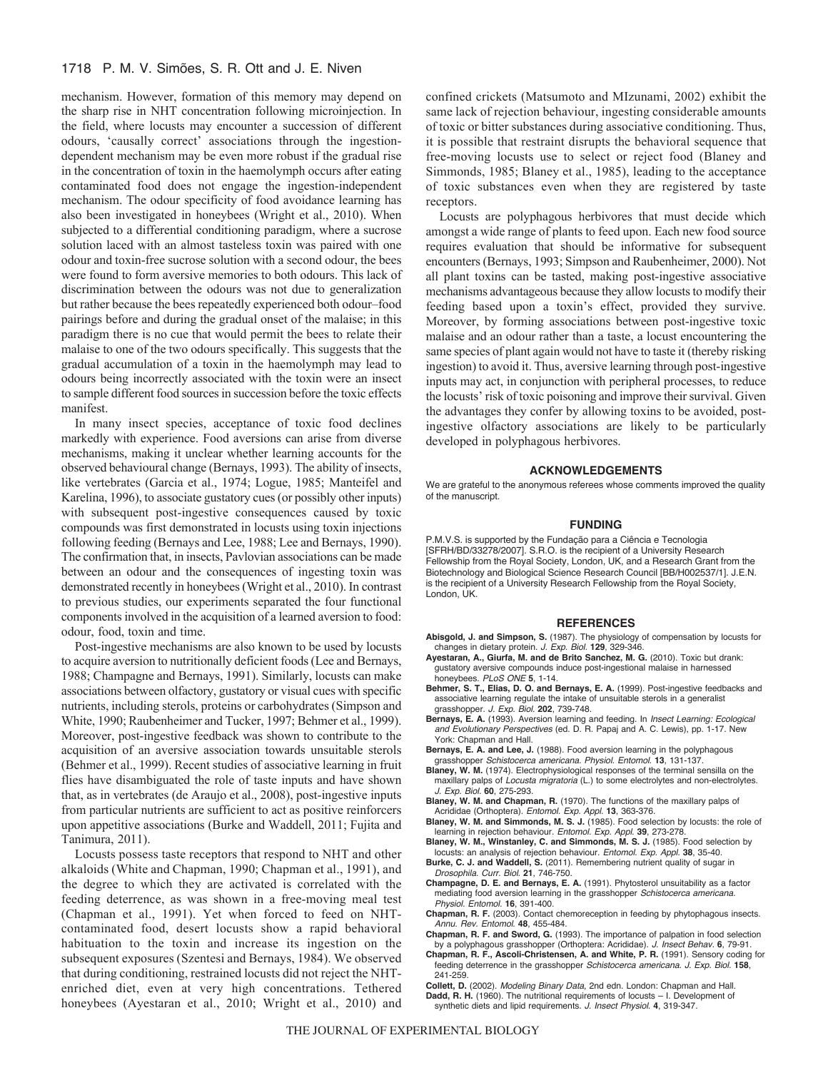mechanism. However, formation of this memory may depend on the sharp rise in NHT concentration following microinjection. In the field, where locusts may encounter a succession of different odours, 'causally correct' associations through the ingestion-dependent mechanism may be even more robust if the gradual rise in the concentration of toxin in the haemolymph occurs after eating contaminated food does not engage the ingestion-independent mechanism. The odour specificity of food avoidance learning has also been investigated in honeybees (Wright et al., 2010). When subjected to a differential conditioning paradigm, where a sucrose solution laced with an almost tasteless toxin was paired with one odour and toxin-free sucrose solution with a second odour, the bees were found to form aversive memories to both odours. This lack of discrimination between the odours was not due to generalization but rather because the bees repeatedly experienced both odour–food pairings before and during the gradual onset of the malaise; in this paradigm there is no cue that would permit the bees to relate their malaise to one of the two odours specifically. This suggests that the gradual accumulation of a toxin in the haemolymph may lead to odours being incorrectly associated with the toxin were an insect to sample different food sources in succession before the toxic effects manifest.

In many insect species, acceptance of toxic food declines markedly with experience. Food aversions can arise from diverse mechanisms, making it unclear whether learning accounts for the observed behavioural change (Bernays, 1993). The ability of insects, like vertebrates (Garcia et al., 1974; Logue, 1985; Manteifel and Karelina, 1996), to associate gustatory cues (or possibly other inputs) with subsequent post-ingestive consequences caused by toxic compounds was first demonstrated in locusts using toxin injections following feeding (Bernays and Lee, 1988; Lee and Bernays, 1990). The confirmation that, in insects, Pavlovian associations can be made between an odour and the consequences of ingesting toxin was demonstrated recently in honeybees (Wright et al., 2010). In contrast to previous studies, our experiments separated the four functional components involved in the acquisition of a learned aversion to food: odour, food, toxin and time.

Post-ingestive mechanisms are also known to be used by locusts to acquire aversion to nutritionally deficient foods (Lee and Bernays, 1988; Champagne and Bernays, 1991). Similarly, locusts can make associations between olfactory, gustatory or visual cues with specific nutrients, including sterols, proteins or carbohydrates (Simpson and White, 1990; Raubenheimer and Tucker, 1997; Behmer et al., 1999). Moreover, post-ingestive feedback was shown to contribute to the acquisition of an aversive association towards unsuitable sterols (Behmer et al., 1999). Recent studies of associative learning in fruit flies have disambiguated the role of taste inputs and have shown that, as in vertebrates (de Araujo et al., 2008), post-ingestive inputs from particular nutrients are sufficient to act as positive reinforcers upon appetitive associations (Burke and Waddell, 2011; Fujita and Tanimura, 2011).

Locusts possess taste receptors that respond to NHT and other alkaloids (White and Chapman, 1990; Chapman et al., 1991), and the degree to which they are activated is correlated with the feeding deterrence, as was shown in a free-moving meal test (Chapman et al., 1991). Yet when forced to feed on NHT-contaminated food, desert locusts show a rapid behavioral habituation to the toxin and increase its ingestion on the subsequent exposures (Szentesi and Bernays, 1984). We observed that during conditioning, restrained locusts did not reject the NHT-enriched diet, even at very high concentrations. Tethered honeybees (Ayestaran et al., 2010; Wright et al., 2010) and confined crickets (Matsumoto and MIzunami, 2002) exhibit the same lack of rejection behaviour, ingesting considerable amounts of toxic or bitter substances during associative conditioning. Thus, it is possible that restraint disrupts the behavioral sequence that free-moving locusts use to select or reject food (Blaney and Simmonds, 1985; Blaney et al., 1985), leading to the acceptance of toxic substances even when they are registered by taste receptors.

Locusts are polyphagous herbivores that must decide which amongst a wide range of plants to feed upon. Each new food source requires evaluation that should be informative for subsequent encounters (Bernays, 1993; Simpson and Raubenheimer, 2000). Not all plant toxins can be tasted, making post-ingestive associative mechanisms advantageous because they allow locusts to modify their feeding based upon a toxin's effect, provided they survive. Moreover, by forming associations between post-ingestive toxic malaise and an odour rather than a taste, a locust encountering the same species of plant again would not have to taste it (thereby risking ingestion) to avoid it. Thus, aversive learning through post-ingestive inputs may act, in conjunction with peripheral processes, to reduce the locusts' risk of toxic poisoning and improve their survival. Given the advantages they confer by allowing toxins to be avoided, post-ingestive olfactory associations are likely to be particularly developed in polyphagous herbivores.

## ACKNOWLEDGEMENTS

We are grateful to the anonymous referees whose comments improved the quality of the manuscript.

## FUNDING

P.M.V.S. is supported by the Fundação para a Ciência e Tecnologia [SFRH/BD/33278/2007]. S.R.O. is the recipient of a University Research Fellowship from the Royal Society, London, UK, and a Research Grant from the Biotechnology and Biological Science Research Council [BB/H002537/1]. J.E.N. is the recipient of a University Research Fellowship from the Royal Society, London, UK.

## REFERENCES

**Abisgold, J. and Simpson, S.** (1987). The physiology of compensation by locusts for changes in dietary protein. *J. Exp. Biol.* **129**, 329-346.

**Ayestaran, A., Giurfa, M. and de Brito Sanchez, M. G.** (2010). Toxic but drank: gustatory aversive compounds induce post-ingestional malaise in harnessed honeybees. *PLoS ONE* **5**, 1-14.

**Behmer, S. T., Elias, D. O. and Bernays, E. A.** (1999). Post-ingestive feedbacks and associative learning regulate the intake of unsuitable sterols in a generalist grasshopper. *J. Exp. Biol.* **202**, 739-748.

**Bernays, E. A.** (1993). Aversion learning and feeding. In *Insect Learning: Ecological and Evolutionary Perspectives* (ed. D. R. Papaj and A. C. Lewis), pp. 1-17. New York: Chapman and Hall.

**Bernays, E. A. and Lee, J.** (1988). Food aversion learning in the polyphagous grasshopper *Schistocerca americana*. *Physiol. Entomol.* **13**, 131-137.

**Blaney, W. M.** (1974). Electrophysiological responses of the terminal sensilla on the maxillary palps of *Locusta migratoria* (L.) to some electrolytes and non-electrolytes. *J. Exp. Biol.* **60**, 275-293.

**Blaney, W. M. and Chapman, R.** (1970). The functions of the maxillary palps of Acrididae (Orthoptera). *Entomol. Exp. Appl.* **13**, 363-376.

**Blaney, W. M. and Simmonds, M. S. J.** (1985). Food selection by locusts: the role of learning in rejection behaviour. *Entomol. Exp. Appl.* **39**, 273-278.

**Blaney, W. M., Winstanley, C. and Simmonds, M. S. J.** (1985). Food selection by locusts: an analysis of rejection behaviour. *Entomol. Exp. Appl.* **38**, 35-40.

**Burke, C. J. and Waddell, S.** (2011). Remembering nutrient quality of sugar in *Drosophila*. *Curr. Biol.* **21**, 746-750.

**Champagne, D. E. and Bernays, E. A.** (1991). Phytosterol unsuitability as a factor mediating food aversion learning in the grasshopper *Schistocerca americana*. *Physiol. Entomol.* **16**, 391-400.

**Chapman, R. F.** (2003). Contact chemoreception in feeding by phytophagous insects. *Annu. Rev. Entomol.* **48**, 455-484.

**Chapman, R. F. and Sword, G.** (1993). The importance of palpation in food selection by a polyphagous grasshopper (Orthoptera: Acrididae). *J. Insect Behav.* **6**, 79-91.

**Chapman, R. F., Ascoli-Christensen, A. and White, P. R.** (1991). Sensory coding for feeding deterrence in the grasshopper *Schistocerca americana*. *J. Exp. Biol.* **158**, 241-259.

**Collett, D.** (2002). *Modeling Binary Data*, 2nd edn. London: Chapman and Hall.

**Dadd, R. H.** (1960). The nutritional requirements of locusts – I. Development of synthetic diets and lipid requirements. *J. Insect Physiol.* **4**, 319-347.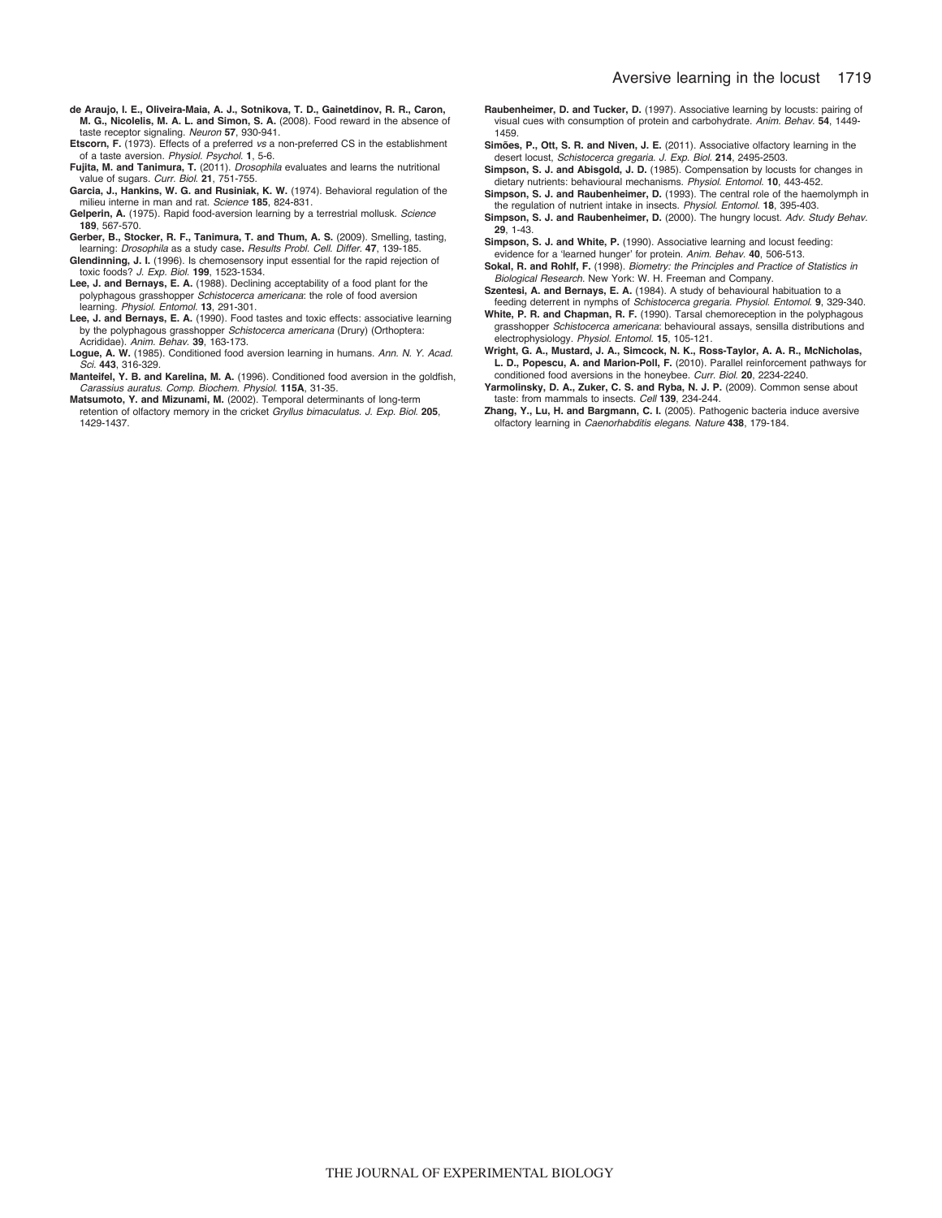**de Araujo, I. E., Oliveira-Maia, A. J., Sotnikova, T. D., Gainetdinov, R. R., Caron, M. G., Nicolelis, M. A. L. and Simon, S. A.** (2008). Food reward in the absence of taste receptor signaling. *Neuron* **57**, 930-941.

**Etscorn, F.** (1973). Effects of a preferred *vs* a non-preferred CS in the establishment of a taste aversion. *Physiol. Psychol.* **1**, 5-6.

**Fujita, M. and Tanimura, T.** (2011). *Drosophila* evaluates and learns the nutritional value of sugars. *Curr. Biol.* **21**, 751-755.

**Garcia, J., Hankins, W. G. and Rusiniak, K. W.** (1974). Behavioral regulation of the milieu interne in man and rat. *Science* **185**, 824-831.

**Gelperin, A.** (1975). Rapid food-aversion learning by a terrestrial mollusk. *Science* **189**, 567-570.

**Gerber, B., Stocker, R. F., Tanimura, T. and Thum, A. S.** (2009). Smelling, tasting, learning: *Drosophila* as a study case**.** *Results Probl. Cell. Differ.* **47**, 139-185.

**Glendinning, J. I.** (1996). Is chemosensory input essential for the rapid rejection of toxic foods? *J. Exp. Biol.* **199**, 1523-1534.

**Lee, J. and Bernays, E. A.** (1988). Declining acceptability of a food plant for the polyphagous grasshopper *Schistocerca americana*: the role of food aversion learning. *Physiol. Entomol.* **13**, 291-301.

**Lee, J. and Bernays, E. A.** (1990). Food tastes and toxic effects: associative learning by the polyphagous grasshopper *Schistocerca americana* (Drury) (Orthoptera: Acrididae). *Anim. Behav.* **39**, 163-173.

**Logue, A. W.** (1985). Conditioned food aversion learning in humans. *Ann. N. Y. Acad. Sci.* **443**, 316-329.

**Manteifel, Y. B. and Karelina, M. A.** (1996). Conditioned food aversion in the goldfish, *Carassius auratus*. *Comp. Biochem. Physiol.* **115A**, 31-35.

**Matsumoto, Y. and Mizunami, M.** (2002). Temporal determinants of long-term retention of olfactory memory in the cricket *Gryllus bimaculatus*. *J. Exp. Biol.* **205**, 1429-1437.

**Raubenheimer, D. and Tucker, D.** (1997). Associative learning by locusts: pairing of visual cues with consumption of protein and carbohydrate. *Anim. Behav.* **54**, 1449-1459.

**Simões, P., Ott, S. R. and Niven, J. E.** (2011). Associative olfactory learning in the desert locust, *Schistocerca gregaria*. *J. Exp. Biol.* **214**, 2495-2503.

**Simpson, S. J. and Abisgold, J. D.** (1985). Compensation by locusts for changes in dietary nutrients: behavioural mechanisms. *Physiol. Entomol.* **10**, 443-452.

**Simpson, S. J. and Raubenheimer, D.** (1993). The central role of the haemolymph in the regulation of nutrient intake in insects. *Physiol. Entomol.* **18**, 395-403.

**Simpson, S. J. and Raubenheimer, D.** (2000). The hungry locust. *Adv. Study Behav.* **29**, 1-43.

**Simpson, S. J. and White, P.** (1990). Associative learning and locust feeding: evidence for a 'learned hunger' for protein. *Anim. Behav.* **40**, 506-513.

**Sokal, R. and Rohlf, F.** (1998). *Biometry: the Principles and Practice of Statistics in Biological Research*. New York: W. H. Freeman and Company.

**Szentesi, A. and Bernays, E. A.** (1984). A study of behavioural habituation to a feeding deterrent in nymphs of *Schistocerca gregaria*. *Physiol. Entomol.* **9**, 329-340.

**White, P. R. and Chapman, R. F.** (1990). Tarsal chemoreception in the polyphagous grasshopper *Schistocerca americana*: behavioural assays, sensilla distributions and electrophysiology. *Physiol. Entomol.* **15**, 105-121.

**Wright, G. A., Mustard, J. A., Simcock, N. K., Ross-Taylor, A. A. R., McNicholas, L. D., Popescu, A. and Marion-Poll, F.** (2010). Parallel reinforcement pathways for conditioned food aversions in the honeybee. *Curr. Biol.* **20**, 2234-2240.

**Yarmolinsky, D. A., Zuker, C. S. and Ryba, N. J. P.** (2009). Common sense about taste: from mammals to insects. *Cell* **139**, 234-244.

**Zhang, Y., Lu, H. and Bargmann, C. I.** (2005). Pathogenic bacteria induce aversive olfactory learning in *Caenorhabditis elegans*. *Nature* **438**, 179-184.